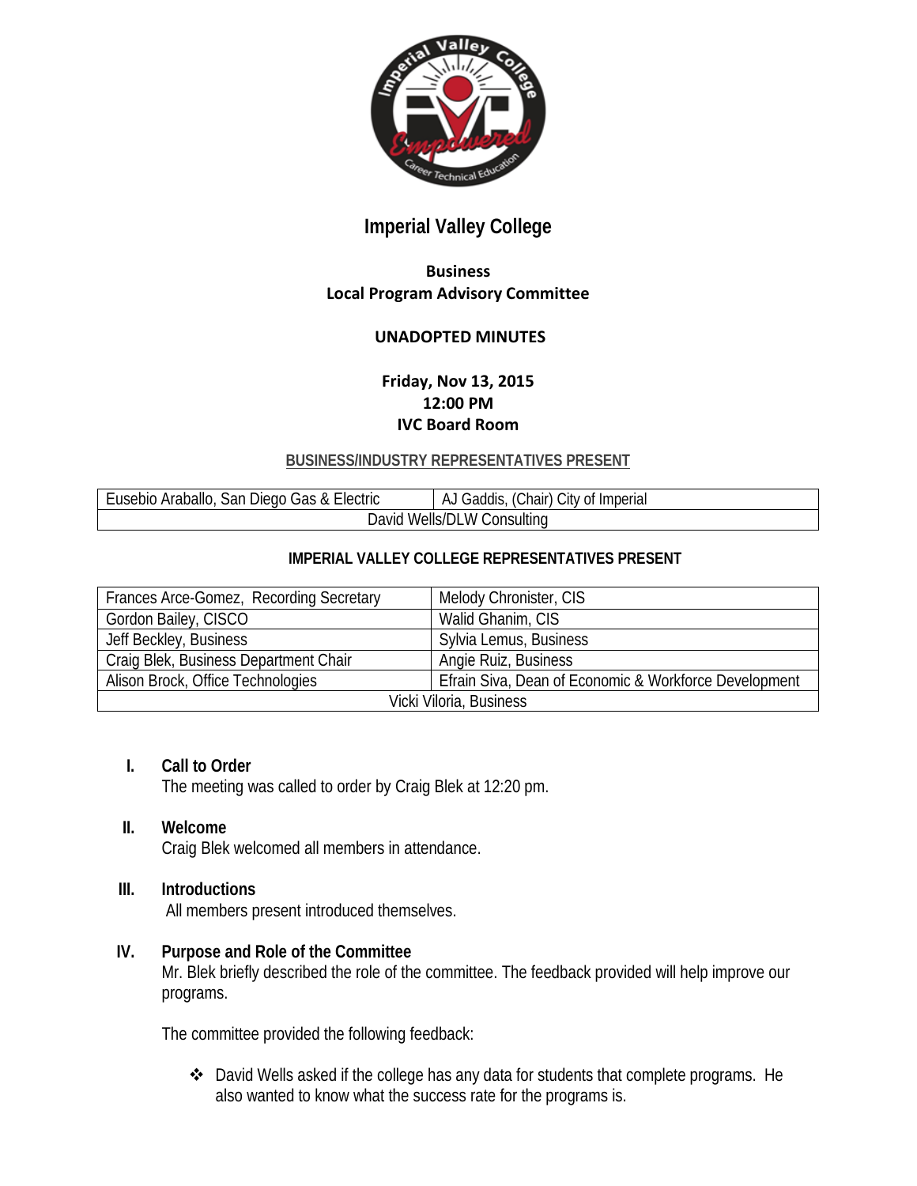# Imperial Valley College

## Business
## Local Program Advisory Committee

### UNADOPTED MINUTES

**Friday, Nov 13, 2015**
**12:00 PM**
**IVC Board Room**

**BUSINESS/INDUSTRY REPRESENTATIVES PRESENT**

| | |
|---|---|
| Eusebio Araballo, San Diego Gas & Electric | AJ Gaddis, (Chair) City of Imperial |
| David Wells/DLW Consulting | |

**IMPERIAL VALLEY COLLEGE REPRESENTATIVES PRESENT**

| | |
|---|---|
| Frances Arce-Gomez, Recording Secretary | Melody Chronister, CIS |
| Gordon Bailey, CISCO | Walid Ghanim, CIS |
| Jeff Beckley, Business | Sylvia Lemus, Business |
| Craig Blek, Business Department Chair | Angie Ruiz, Business |
| Alison Brock, Office Technologies | Efrain Siva, Dean of Economic & Workforce Development |
| Vicki Viloria, Business | |

**I. Call to Order**
The meeting was called to order by Craig Blek at 12:20 pm.

**II. Welcome**
Craig Blek welcomed all members in attendance.

**III. Introductions**
All members present introduced themselves.

**IV. Purpose and Role of the Committee**
Mr. Blek briefly described the role of the committee. The feedback provided will help improve our programs.

The committee provided the following feedback:

- David Wells asked if the college has any data for students that complete programs. He also wanted to know what the success rate for the programs is.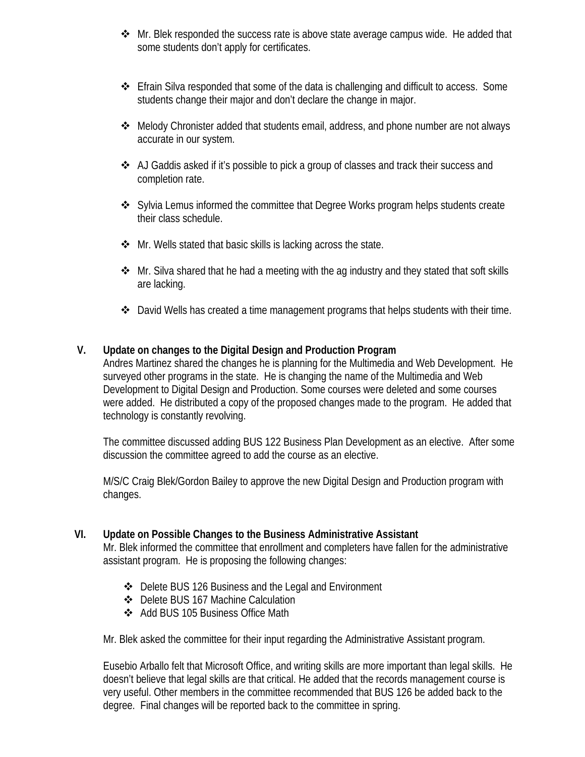- Mr. Blek responded the success rate is above state average campus wide. He added that some students don't apply for certificates.

- Efrain Silva responded that some of the data is challenging and difficult to access. Some students change their major and don't declare the change in major.

- Melody Chronister added that students email, address, and phone number are not always accurate in our system.

- AJ Gaddis asked if it's possible to pick a group of classes and track their success and completion rate.

- Sylvia Lemus informed the committee that Degree Works program helps students create their class schedule.

- Mr. Wells stated that basic skills is lacking across the state.

- Mr. Silva shared that he had a meeting with the ag industry and they stated that soft skills are lacking.

- David Wells has created a time management programs that helps students with their time.

## V. Update on changes to the Digital Design and Production Program

Andres Martinez shared the changes he is planning for the Multimedia and Web Development. He surveyed other programs in the state. He is changing the name of the Multimedia and Web Development to Digital Design and Production. Some courses were deleted and some courses were added. He distributed a copy of the proposed changes made to the program. He added that technology is constantly revolving.

The committee discussed adding BUS 122 Business Plan Development as an elective. After some discussion the committee agreed to add the course as an elective.

M/S/C Craig Blek/Gordon Bailey to approve the new Digital Design and Production program with changes.

## VI. Update on Possible Changes to the Business Administrative Assistant

Mr. Blek informed the committee that enrollment and completers have fallen for the administrative assistant program. He is proposing the following changes:

- Delete BUS 126 Business and the Legal and Environment
- Delete BUS 167 Machine Calculation
- Add BUS 105 Business Office Math

Mr. Blek asked the committee for their input regarding the Administrative Assistant program.

Eusebio Arballo felt that Microsoft Office, and writing skills are more important than legal skills. He doesn't believe that legal skills are that critical. He added that the records management course is very useful. Other members in the committee recommended that BUS 126 be added back to the degree. Final changes will be reported back to the committee in spring.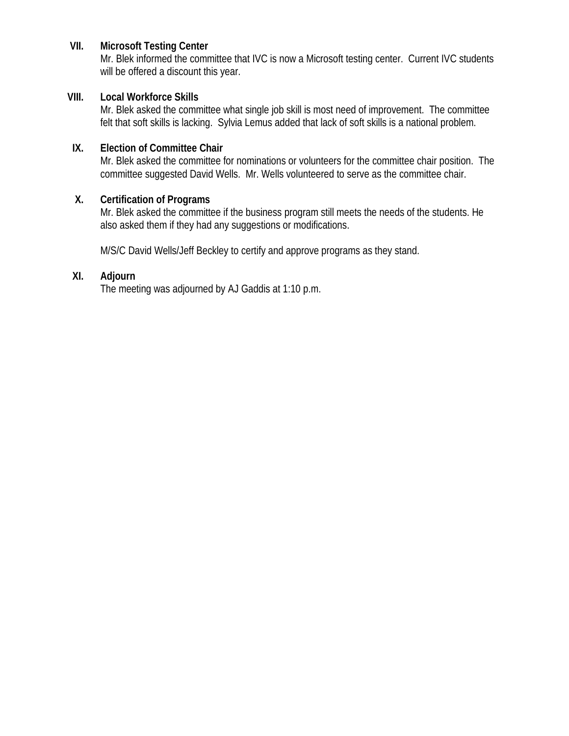**VII. Microsoft Testing Center**

Mr. Blek informed the committee that IVC is now a Microsoft testing center. Current IVC students will be offered a discount this year.

**VIII. Local Workforce Skills**

Mr. Blek asked the committee what single job skill is most need of improvement. The committee felt that soft skills is lacking. Sylvia Lemus added that lack of soft skills is a national problem.

**IX. Election of Committee Chair**

Mr. Blek asked the committee for nominations or volunteers for the committee chair position. The committee suggested David Wells. Mr. Wells volunteered to serve as the committee chair.

**X. Certification of Programs**

Mr. Blek asked the committee if the business program still meets the needs of the students. He also asked them if they had any suggestions or modifications.

M/S/C David Wells/Jeff Beckley to certify and approve programs as they stand.

**XI. Adjourn**

The meeting was adjourned by AJ Gaddis at 1:10 p.m.